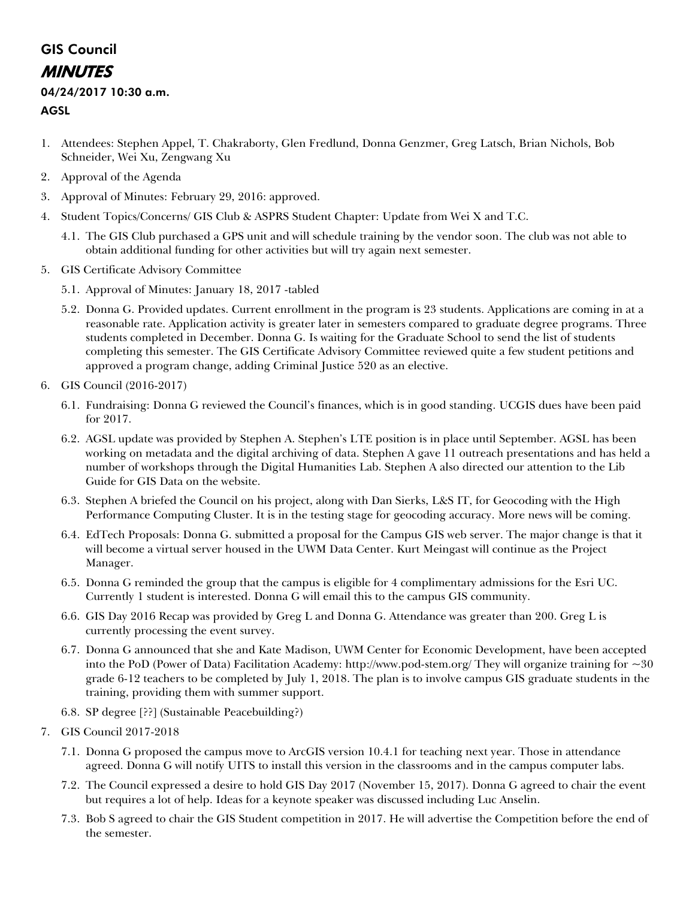# GIS Council

## *MINUTES*

**04/24/2017 10:30 a.m.**

**AGSL**

1. Attendees: Stephen Appel, T. Chakraborty, Glen Fredlund, Donna Genzmer, Greg Latsch, Brian Nichols, Bob Schneider, Wei Xu, Zengwang Xu
2. Approval of the Agenda
3. Approval of Minutes: February 29, 2016: approved.
4. Student Topics/Concerns/ GIS Club & ASPRS Student Chapter: Update from Wei X and T.C.
   - 4.1. The GIS Club purchased a GPS unit and will schedule training by the vendor soon. The club was not able to obtain additional funding for other activities but will try again next semester.
5. GIS Certificate Advisory Committee
   - 5.1. Approval of Minutes: January 18, 2017 -tabled
   - 5.2. Donna G. Provided updates. Current enrollment in the program is 23 students. Applications are coming in at a reasonable rate. Application activity is greater later in semesters compared to graduate degree programs. Three students completed in December. Donna G. Is waiting for the Graduate School to send the list of students completing this semester. The GIS Certificate Advisory Committee reviewed quite a few student petitions and approved a program change, adding Criminal Justice 520 as an elective.
6. GIS Council (2016-2017)
   - 6.1. Fundraising: Donna G reviewed the Council's finances, which is in good standing. UCGIS dues have been paid for 2017.
   - 6.2. AGSL update was provided by Stephen A. Stephen's LTE position is in place until September. AGSL has been working on metadata and the digital archiving of data. Stephen A gave 11 outreach presentations and has held a number of workshops through the Digital Humanities Lab. Stephen A also directed our attention to the Lib Guide for GIS Data on the website.
   - 6.3. Stephen A briefed the Council on his project, along with Dan Sierks, L&S IT, for Geocoding with the High Performance Computing Cluster. It is in the testing stage for geocoding accuracy. More news will be coming.
   - 6.4. EdTech Proposals: Donna G. submitted a proposal for the Campus GIS web server. The major change is that it will become a virtual server housed in the UWM Data Center. Kurt Meingast will continue as the Project Manager.
   - 6.5. Donna G reminded the group that the campus is eligible for 4 complimentary admissions for the Esri UC. Currently 1 student is interested. Donna G will email this to the campus GIS community.
   - 6.6. GIS Day 2016 Recap was provided by Greg L and Donna G. Attendance was greater than 200. Greg L is currently processing the event survey.
   - 6.7. Donna G announced that she and Kate Madison, UWM Center for Economic Development, have been accepted into the PoD (Power of Data) Facilitation Academy: http://www.pod-stem.org/ They will organize training for ~30 grade 6-12 teachers to be completed by July 1, 2018. The plan is to involve campus GIS graduate students in the training, providing them with summer support.
   - 6.8. SP degree [??] (Sustainable Peacebuilding?)
7. GIS Council 2017-2018
   - 7.1. Donna G proposed the campus move to ArcGIS version 10.4.1 for teaching next year. Those in attendance agreed. Donna G will notify UITS to install this version in the classrooms and in the campus computer labs.
   - 7.2. The Council expressed a desire to hold GIS Day 2017 (November 15, 2017). Donna G agreed to chair the event but requires a lot of help. Ideas for a keynote speaker was discussed including Luc Anselin.
   - 7.3. Bob S agreed to chair the GIS Student competition in 2017. He will advertise the Competition before the end of the semester.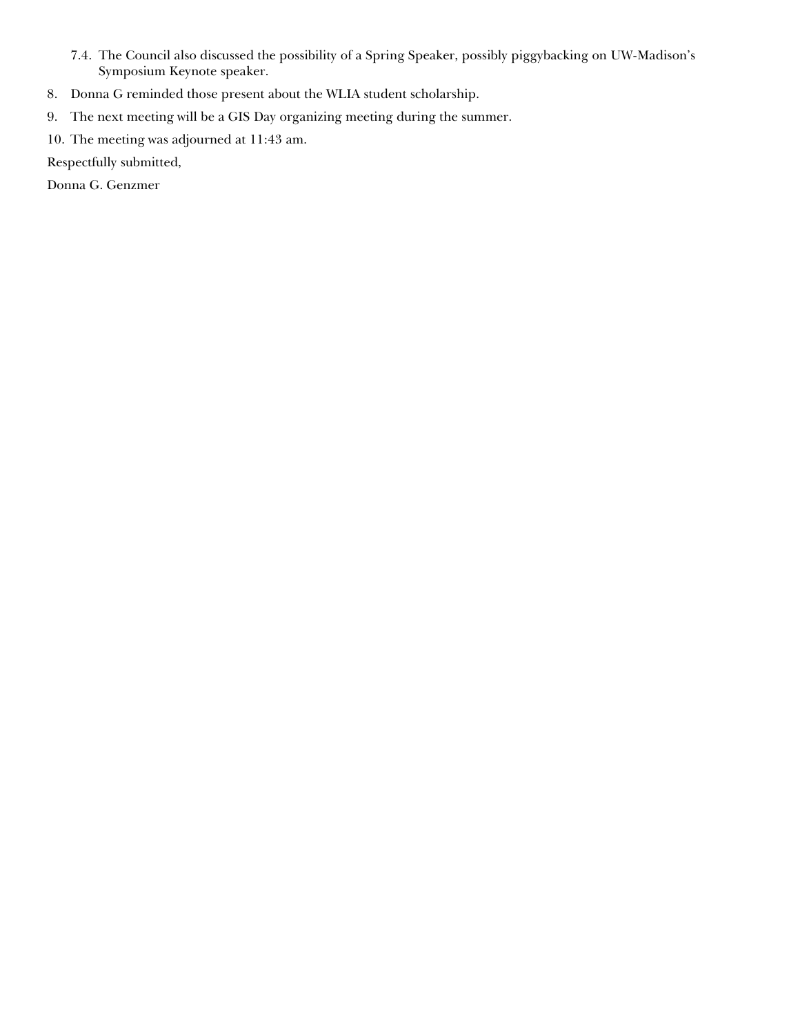7.4. The Council also discussed the possibility of a Spring Speaker, possibly piggybacking on UW-Madison's Symposium Keynote speaker.

8. Donna G reminded those present about the WLIA student scholarship.
9. The next meeting will be a GIS Day organizing meeting during the summer.
10. The meeting was adjourned at 11:43 am.

Respectfully submitted,

Donna G. Genzmer